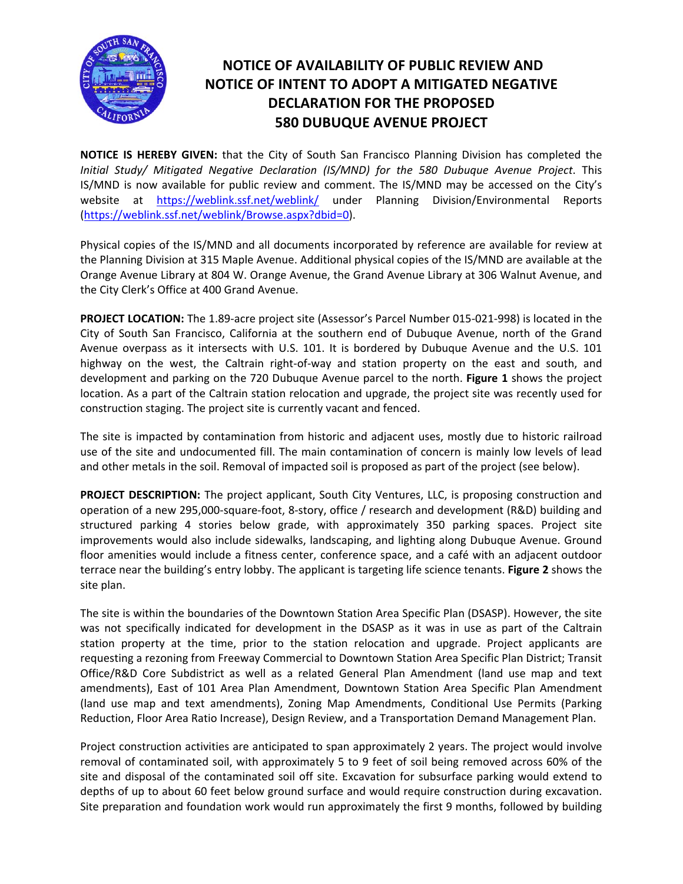# NOTICE OF AVAILABILITY OF PUBLIC REVIEW AND NOTICE OF INTENT TO ADOPT A MITIGATED NEGATIVE DECLARATION FOR THE PROPOSED 580 DUBUQUE AVENUE PROJECT

**NOTICE IS HEREBY GIVEN:** that the City of South San Francisco Planning Division has completed the *Initial Study/ Mitigated Negative Declaration (IS/MND) for the 580 Dubuque Avenue Project*. This IS/MND is now available for public review and comment. The IS/MND may be accessed on the City's website at https://weblink.ssf.net/weblink/ under Planning Division/Environmental Reports (https://weblink.ssf.net/weblink/Browse.aspx?dbid=0).

Physical copies of the IS/MND and all documents incorporated by reference are available for review at the Planning Division at 315 Maple Avenue. Additional physical copies of the IS/MND are available at the Orange Avenue Library at 804 W. Orange Avenue, the Grand Avenue Library at 306 Walnut Avenue, and the City Clerk's Office at 400 Grand Avenue.

**PROJECT LOCATION:** The 1.89-acre project site (Assessor's Parcel Number 015-021-998) is located in the City of South San Francisco, California at the southern end of Dubuque Avenue, north of the Grand Avenue overpass as it intersects with U.S. 101. It is bordered by Dubuque Avenue and the U.S. 101 highway on the west, the Caltrain right-of-way and station property on the east and south, and development and parking on the 720 Dubuque Avenue parcel to the north. **Figure 1** shows the project location. As a part of the Caltrain station relocation and upgrade, the project site was recently used for construction staging. The project site is currently vacant and fenced.

The site is impacted by contamination from historic and adjacent uses, mostly due to historic railroad use of the site and undocumented fill. The main contamination of concern is mainly low levels of lead and other metals in the soil. Removal of impacted soil is proposed as part of the project (see below).

**PROJECT DESCRIPTION:** The project applicant, South City Ventures, LLC, is proposing construction and operation of a new 295,000-square-foot, 8-story, office / research and development (R&D) building and structured parking 4 stories below grade, with approximately 350 parking spaces. Project site improvements would also include sidewalks, landscaping, and lighting along Dubuque Avenue. Ground floor amenities would include a fitness center, conference space, and a café with an adjacent outdoor terrace near the building's entry lobby. The applicant is targeting life science tenants. **Figure 2** shows the site plan.

The site is within the boundaries of the Downtown Station Area Specific Plan (DSASP). However, the site was not specifically indicated for development in the DSASP as it was in use as part of the Caltrain station property at the time, prior to the station relocation and upgrade. Project applicants are requesting a rezoning from Freeway Commercial to Downtown Station Area Specific Plan District; Transit Office/R&D Core Subdistrict as well as a related General Plan Amendment (land use map and text amendments), East of 101 Area Plan Amendment, Downtown Station Area Specific Plan Amendment (land use map and text amendments), Zoning Map Amendments, Conditional Use Permits (Parking Reduction, Floor Area Ratio Increase), Design Review, and a Transportation Demand Management Plan.

Project construction activities are anticipated to span approximately 2 years. The project would involve removal of contaminated soil, with approximately 5 to 9 feet of soil being removed across 60% of the site and disposal of the contaminated soil off site. Excavation for subsurface parking would extend to depths of up to about 60 feet below ground surface and would require construction during excavation. Site preparation and foundation work would run approximately the first 9 months, followed by building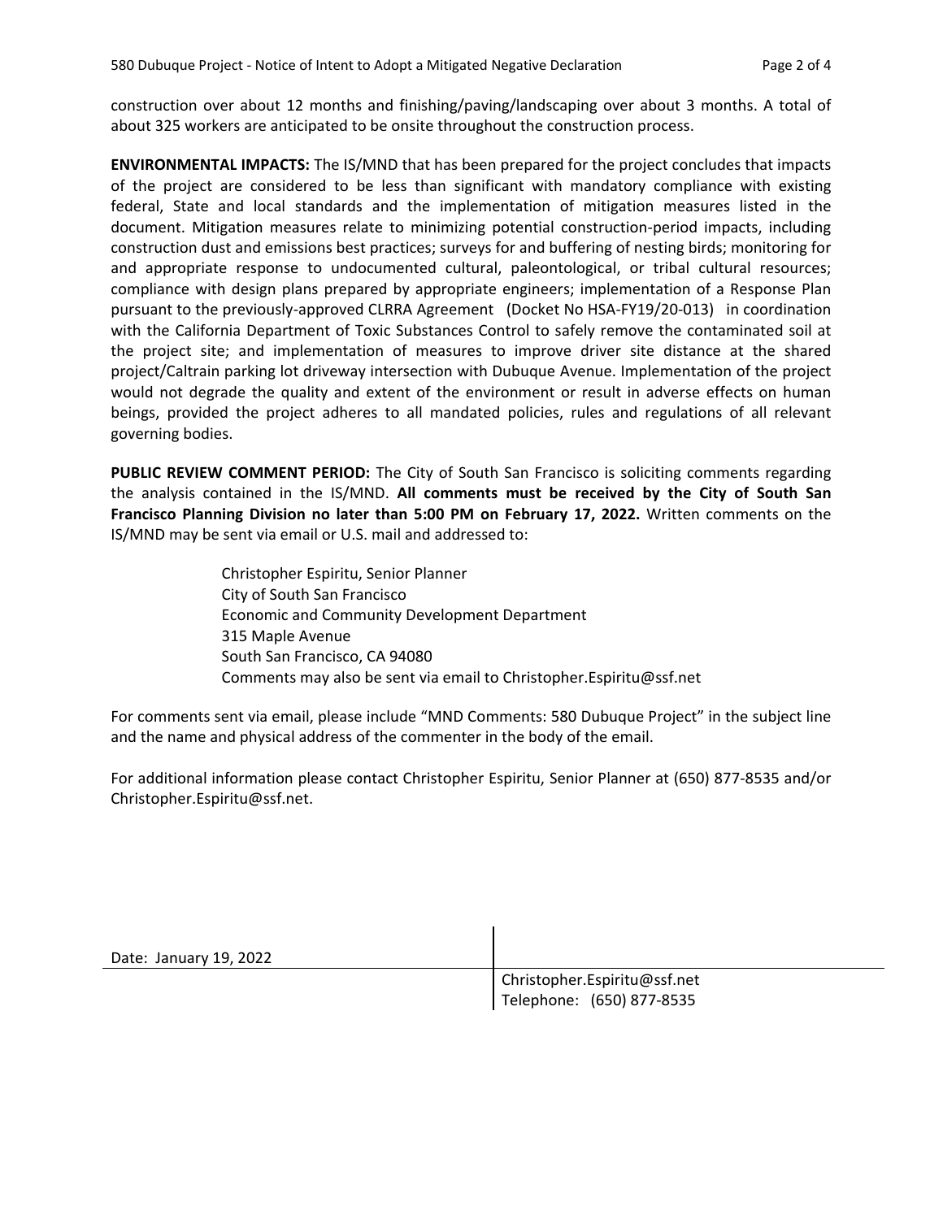construction over about 12 months and finishing/paving/landscaping over about 3 months. A total of about 325 workers are anticipated to be onsite throughout the construction process.

**ENVIRONMENTAL IMPACTS:** The IS/MND that has been prepared for the project concludes that impacts of the project are considered to be less than significant with mandatory compliance with existing federal, State and local standards and the implementation of mitigation measures listed in the document. Mitigation measures relate to minimizing potential construction-period impacts, including construction dust and emissions best practices; surveys for and buffering of nesting birds; monitoring for and appropriate response to undocumented cultural, paleontological, or tribal cultural resources; compliance with design plans prepared by appropriate engineers; implementation of a Response Plan pursuant to the previously-approved CLRRA Agreement (Docket No HSA-FY19/20-013) in coordination with the California Department of Toxic Substances Control to safely remove the contaminated soil at the project site; and implementation of measures to improve driver site distance at the shared project/Caltrain parking lot driveway intersection with Dubuque Avenue. Implementation of the project would not degrade the quality and extent of the environment or result in adverse effects on human beings, provided the project adheres to all mandated policies, rules and regulations of all relevant governing bodies.

**PUBLIC REVIEW COMMENT PERIOD:** The City of South San Francisco is soliciting comments regarding the analysis contained in the IS/MND. **All comments must be received by the City of South San Francisco Planning Division no later than 5:00 PM on February 17, 2022.** Written comments on the IS/MND may be sent via email or U.S. mail and addressed to:

Christopher Espiritu, Senior Planner
City of South San Francisco
Economic and Community Development Department
315 Maple Avenue
South San Francisco, CA 94080
Comments may also be sent via email to Christopher.Espiritu@ssf.net

For comments sent via email, please include "MND Comments: 580 Dubuque Project" in the subject line and the name and physical address of the commenter in the body of the email.

For additional information please contact Christopher Espiritu, Senior Planner at (650) 877-8535 and/or Christopher.Espiritu@ssf.net.

Date: January 19, 2022

Christopher.Espiritu@ssf.net
Telephone: (650) 877-8535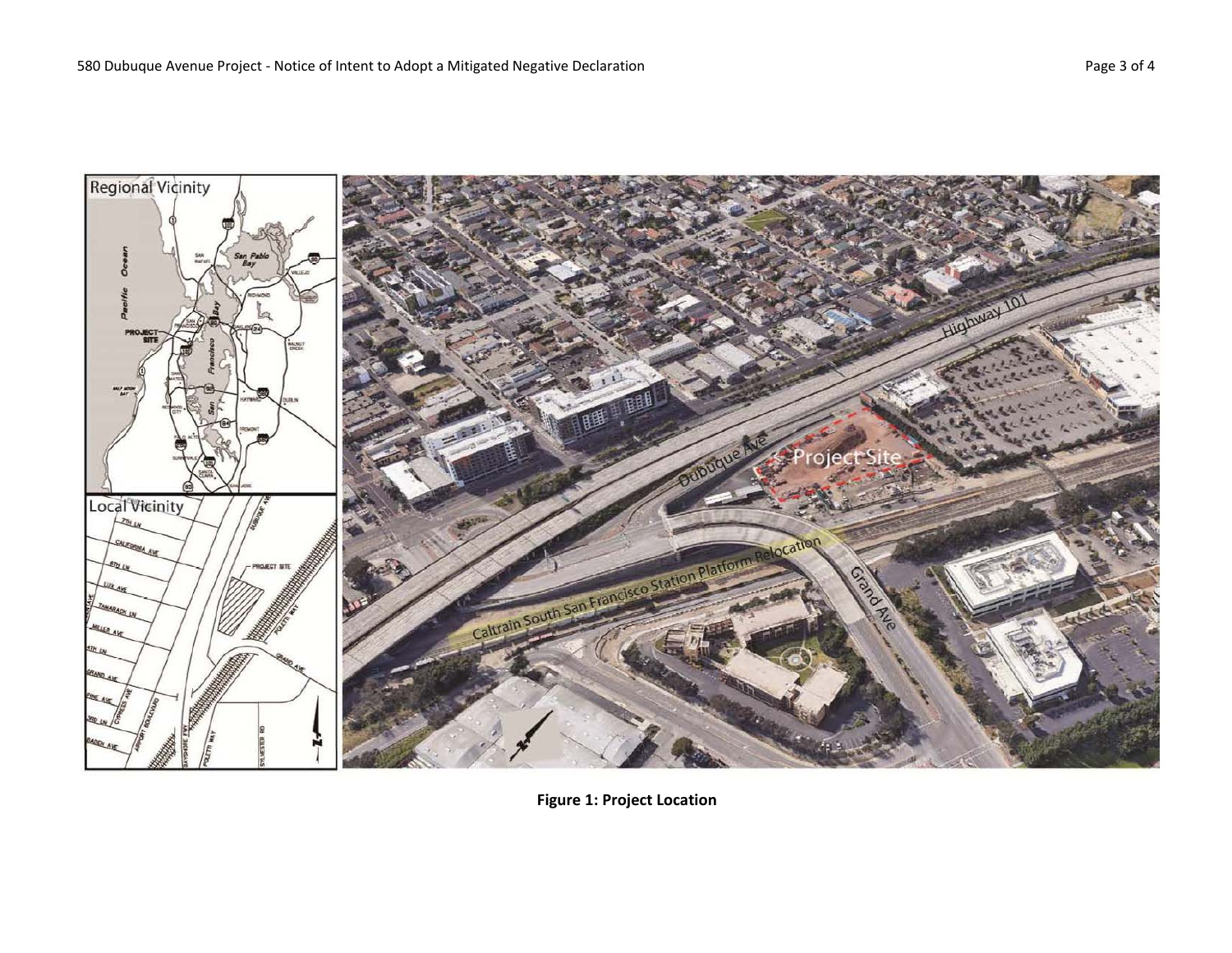Figure 1: Project Location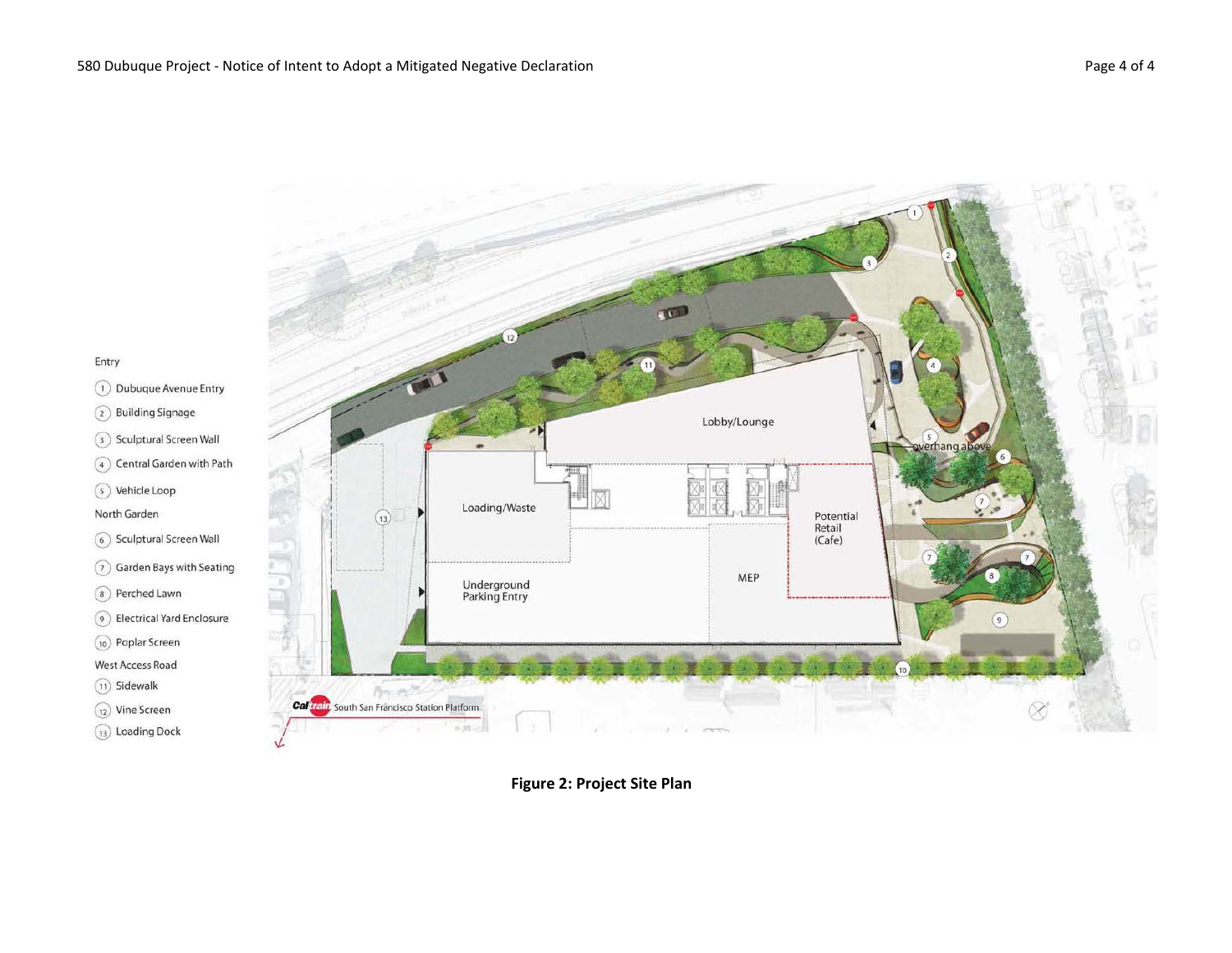Entry

1. Dubuque Avenue Entry
2. Building Signage
3. Sculptural Screen Wall
4. Central Garden with Path
5. Vehicle Loop

North Garden

6. Sculptural Screen Wall
7. Garden Bays with Seating
8. Perched Lawn
9. Electrical Yard Enclosure
10. Poplar Screen

West Access Road

11. Sidewalk
12. Vine Screen
13. Loading Dock

Lobby/Lounge

Loading/Waste

Underground Parking Entry

MEP

Potential Retail (Cafe)

overhang above

Caltrain South San Francisco Station Platform

**Figure 2: Project Site Plan**